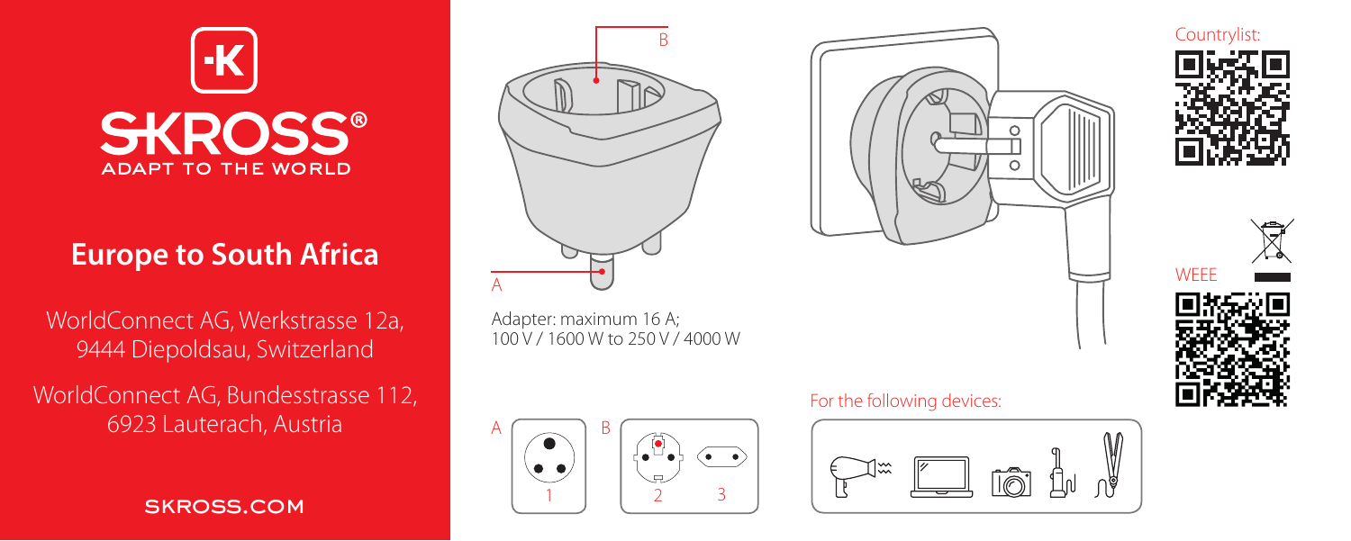SKROSS®

ADAPT TO THE WORLD

# Europe to South Africa

WorldConnect AG, Werkstrasse 12a, 9444 Diepoldsau, Switzerland

WorldConnect AG, Bundesstrasse 112, 6923 Lauterach, Austria

SKROSS.COM

B

A

Adapter: maximum 16 A;
100 V / 1600 W to 250 V / 4000 W

A B

1 2 3

For the following devices:

Countrylist:

WEEE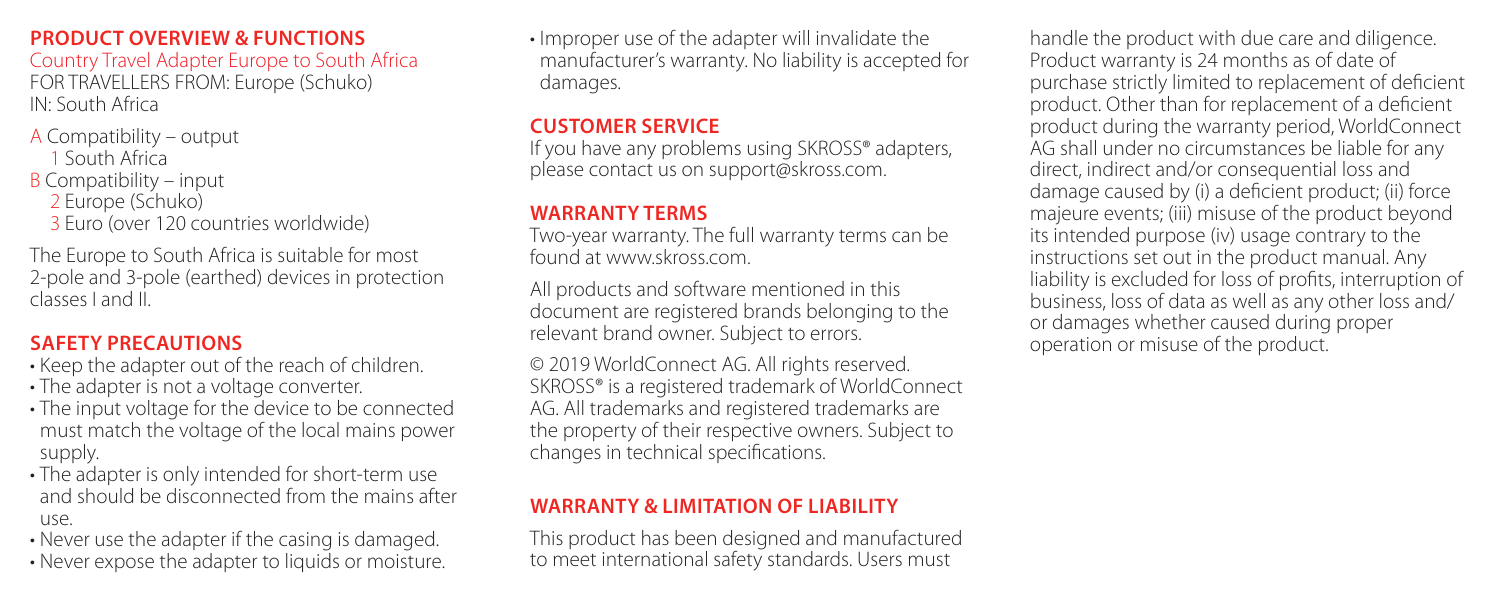## PRODUCT OVERVIEW & FUNCTIONS

Country Travel Adapter Europe to South Africa
FOR TRAVELLERS FROM: Europe (Schuko)
IN: South Africa

A Compatibility – output
  1 South Africa
B Compatibility – input
  2 Europe (Schuko)
  3 Euro (over 120 countries worldwide)

The Europe to South Africa is suitable for most 2-pole and 3-pole (earthed) devices in protection classes I and II.

## SAFETY PRECAUTIONS

- Keep the adapter out of the reach of children.
- The adapter is not a voltage converter.
- The input voltage for the device to be connected must match the voltage of the local mains power supply.
- The adapter is only intended for short-term use and should be disconnected from the mains after use.
- Never use the adapter if the casing is damaged.
- Never expose the adapter to liquids or moisture.
- Improper use of the adapter will invalidate the manufacturer's warranty. No liability is accepted for damages.

## CUSTOMER SERVICE

If you have any problems using SKROSS® adapters, please contact us on support@skross.com.

## WARRANTY TERMS

Two-year warranty. The full warranty terms can be found at www.skross.com.

All products and software mentioned in this document are registered brands belonging to the relevant brand owner. Subject to errors.

© 2019 WorldConnect AG. All rights reserved. SKROSS® is a registered trademark of WorldConnect AG. All trademarks and registered trademarks are the property of their respective owners. Subject to changes in technical specifications.

## WARRANTY & LIMITATION OF LIABILITY

This product has been designed and manufactured to meet international safety standards. Users must handle the product with due care and diligence. Product warranty is 24 months as of date of purchase strictly limited to replacement of deficient product. Other than for replacement of a deficient product during the warranty period, WorldConnect AG shall under no circumstances be liable for any direct, indirect and/or consequential loss and damage caused by (i) a deficient product; (ii) force majeure events; (iii) misuse of the product beyond its intended purpose (iv) usage contrary to the instructions set out in the product manual. Any liability is excluded for loss of profits, interruption of business, loss of data as well as any other loss and/or damages whether caused during proper operation or misuse of the product.